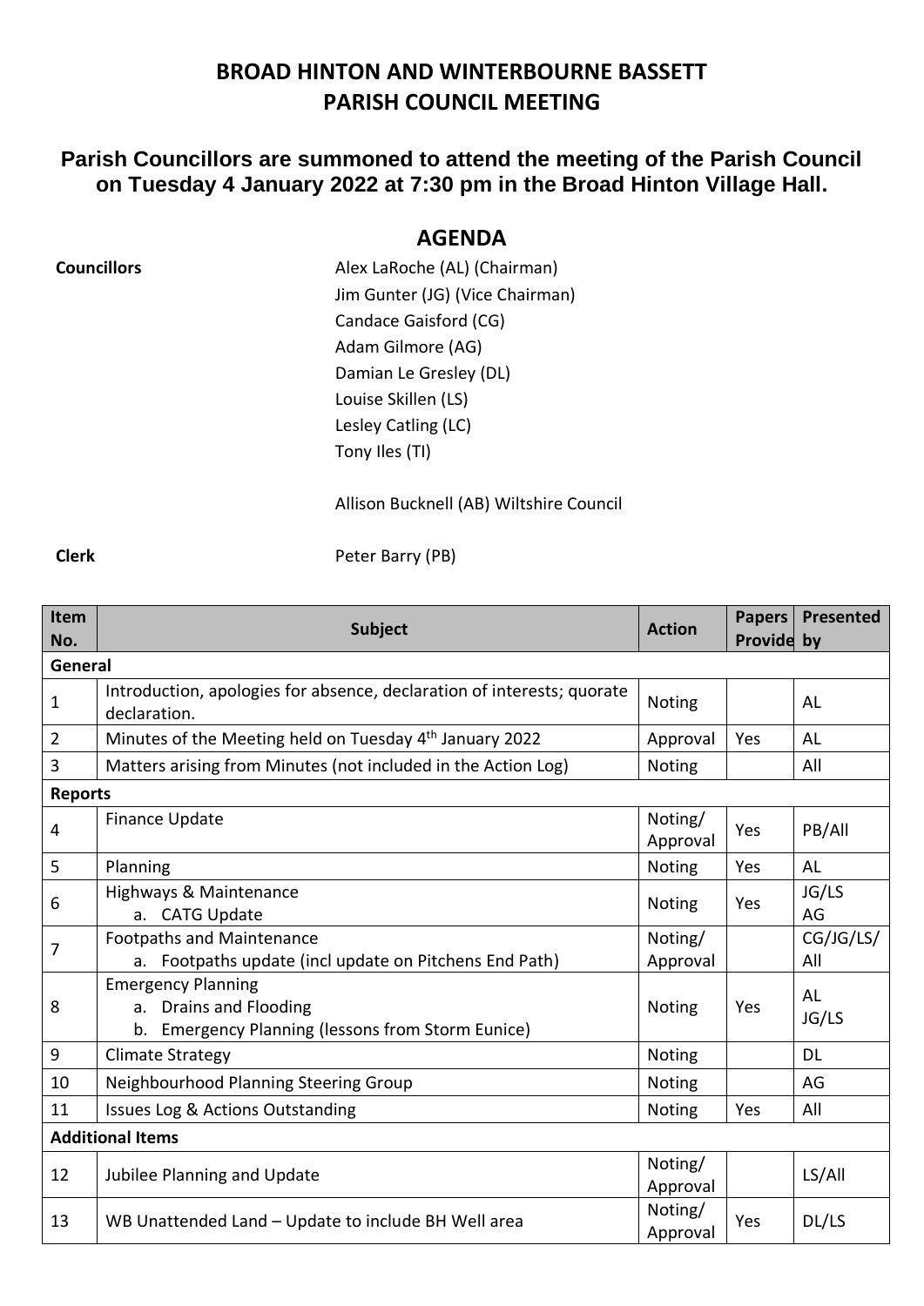# BROAD HINTON AND WINTERBOURNE BASSETT
# PARISH COUNCIL MEETING

## Parish Councillors are summoned to attend the meeting of the Parish Council on Tuesday 4 January 2022 at 7:30 pm in the Broad Hinton Village Hall.

## AGENDA

**Councillors**

Alex LaRoche (AL) (Chairman)
Jim Gunter (JG) (Vice Chairman)
Candace Gaisford (CG)
Adam Gilmore (AG)
Damian Le Gresley (DL)
Louise Skillen (LS)
Lesley Catling (LC)
Tony Iles (TI)

Allison Bucknell (AB) Wiltshire Council

**Clerk**

Peter Barry (PB)

| Item No. | Subject | Action | Papers Provide | Presented by |
|---|---|---|---|---|
| **General** | | | | |
| 1 | Introduction, apologies for absence, declaration of interests; quorate declaration. | Noting | | AL |
| 2 | Minutes of the Meeting held on Tuesday 4th January 2022 | Approval | Yes | AL |
| 3 | Matters arising from Minutes (not included in the Action Log) | Noting | | All |
| **Reports** | | | | |
| 4 | Finance Update | Noting/ Approval | Yes | PB/All |
| 5 | Planning | Noting | Yes | AL |
| 6 | Highways & Maintenance<br>a. CATG Update | Noting | Yes | JG/LS<br>AG |
| 7 | Footpaths and Maintenance<br>a. Footpaths update (incl update on Pitchens End Path) | Noting/ Approval | | CG/JG/LS/ All |
| 8 | Emergency Planning<br>a. Drains and Flooding<br>b. Emergency Planning (lessons from Storm Eunice) | Noting | Yes | AL<br>JG/LS |
| 9 | Climate Strategy | Noting | | DL |
| 10 | Neighbourhood Planning Steering Group | Noting | | AG |
| 11 | Issues Log & Actions Outstanding | Noting | Yes | All |
| **Additional Items** | | | | |
| 12 | Jubilee Planning and Update | Noting/ Approval | | LS/All |
| 13 | WB Unattended Land – Update to include BH Well area | Noting/ Approval | Yes | DL/LS |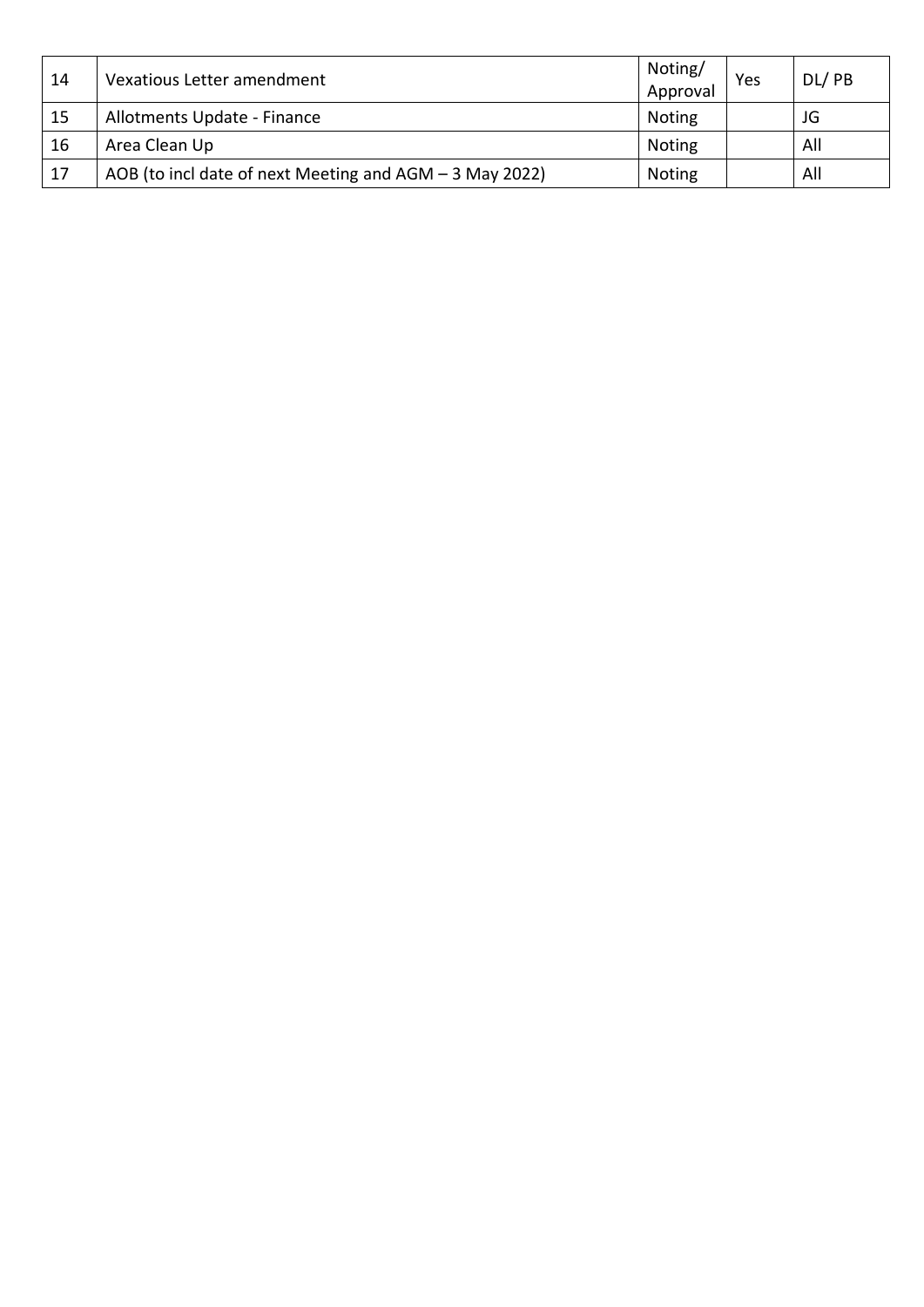| | | | | |
|---|---|---|---|---|
| 14 | Vexatious Letter amendment | Noting/ Approval | Yes | DL/ PB |
| 15 | Allotments Update - Finance | Noting | | JG |
| 16 | Area Clean Up | Noting | | All |
| 17 | AOB (to incl date of next Meeting and AGM – 3 May 2022) | Noting | | All |